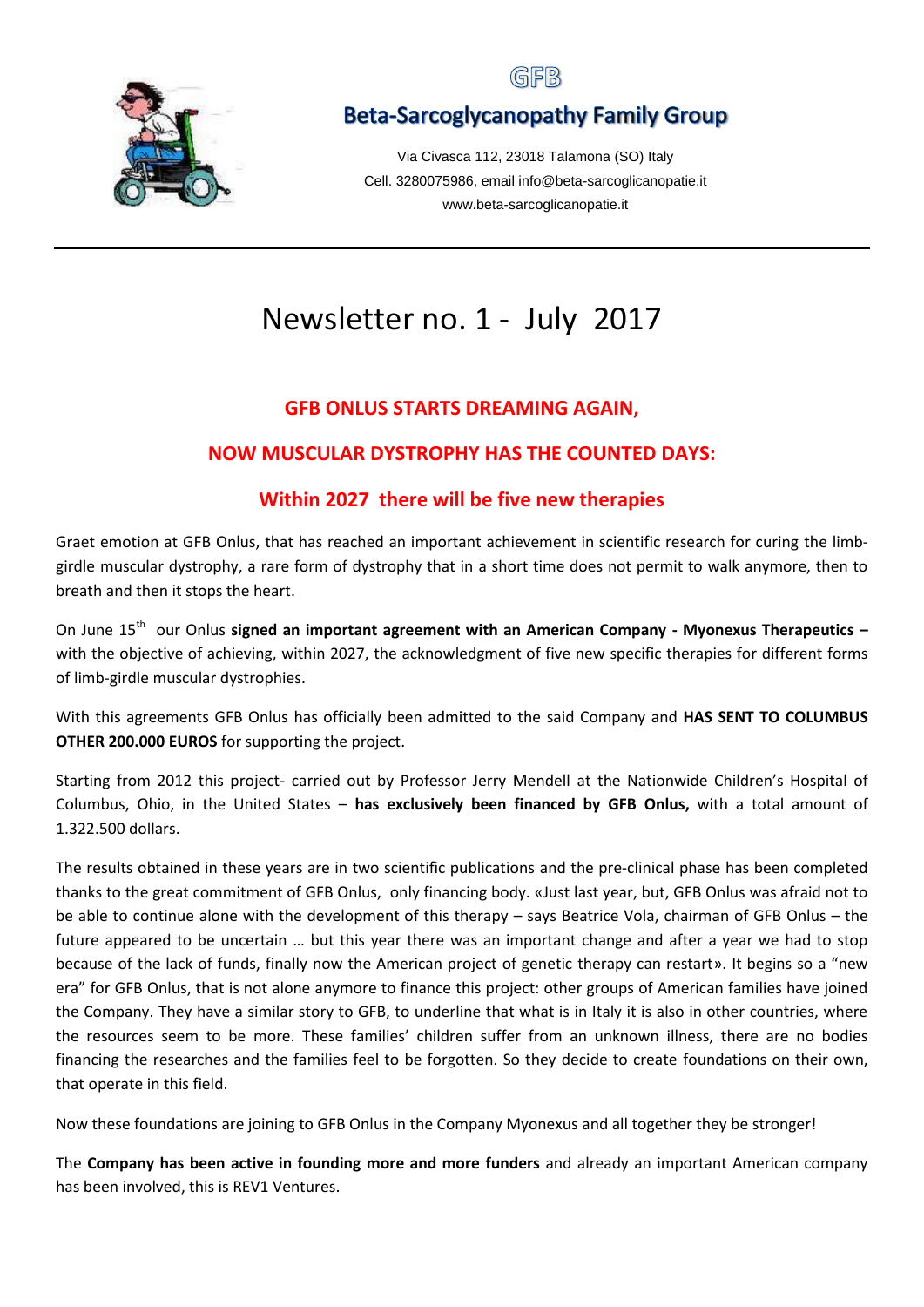GFB

## Beta-Sarcoglycanopathy Family Group

Via Civasca 112, 23018 Talamona (SO) Italy
Cell. 3280075986, email info@beta-sarcoglicanopatie.it
www.beta-sarcoglicanopatie.it

# Newsletter no. 1 - July 2017

## GFB ONLUS STARTS DREAMING AGAIN,

## NOW MUSCULAR DYSTROPHY HAS THE COUNTED DAYS:

## Within 2027 there will be five new therapies

Graet emotion at GFB Onlus, that has reached an important achievement in scientific research for curing the limb-girdle muscular dystrophy, a rare form of dystrophy that in a short time does not permit to walk anymore, then to breath and then it stops the heart.

On June 15th our Onlus **signed an important agreement with an American Company - Myonexus Therapeutics –** with the objective of achieving, within 2027, the acknowledgment of five new specific therapies for different forms of limb-girdle muscular dystrophies.

With this agreements GFB Onlus has officially been admitted to the said Company and **HAS SENT TO COLUMBUS OTHER 200.000 EUROS** for supporting the project.

Starting from 2012 this project- carried out by Professor Jerry Mendell at the Nationwide Children's Hospital of Columbus, Ohio, in the United States – **has exclusively been financed by GFB Onlus,** with a total amount of 1.322.500 dollars.

The results obtained in these years are in two scientific publications and the pre-clinical phase has been completed thanks to the great commitment of GFB Onlus, only financing body. «Just last year, but, GFB Onlus was afraid not to be able to continue alone with the development of this therapy – says Beatrice Vola, chairman of GFB Onlus – the future appeared to be uncertain … but this year there was an important change and after a year we had to stop because of the lack of funds, finally now the American project of genetic therapy can restart». It begins so a "new era" for GFB Onlus, that is not alone anymore to finance this project: other groups of American families have joined the Company. They have a similar story to GFB, to underline that what is in Italy it is also in other countries, where the resources seem to be more. These families' children suffer from an unknown illness, there are no bodies financing the researches and the families feel to be forgotten. So they decide to create foundations on their own, that operate in this field.

Now these foundations are joining to GFB Onlus in the Company Myonexus and all together they be stronger!

The **Company has been active in founding more and more funders** and already an important American company has been involved, this is REV1 Ventures.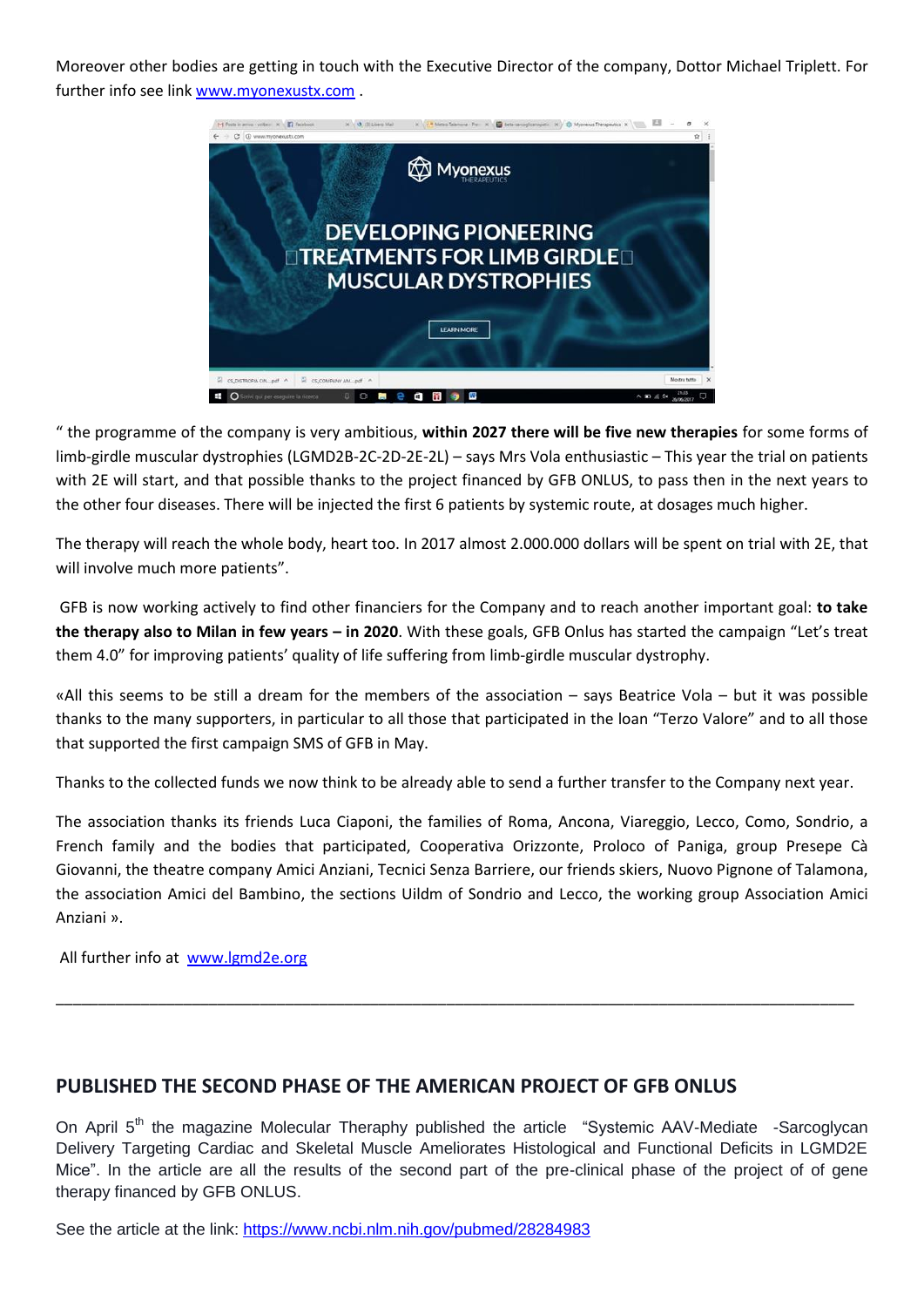Moreover other bodies are getting in touch with the Executive Director of the company, Dottor Michael Triplett. For further info see link www.myonexustx.com .

" the programme of the company is very ambitious, **within 2027 there will be five new therapies** for some forms of limb-girdle muscular dystrophies (LGMD2B-2C-2D-2E-2L) – says Mrs Vola enthusiastic – This year the trial on patients with 2E will start, and that possible thanks to the project financed by GFB ONLUS, to pass then in the next years to the other four diseases. There will be injected the first 6 patients by systemic route, at dosages much higher.

The therapy will reach the whole body, heart too. In 2017 almost 2.000.000 dollars will be spent on trial with 2E, that will involve much more patients".

GFB is now working actively to find other financiers for the Company and to reach another important goal: **to take the therapy also to Milan in few years – in 2020**. With these goals, GFB Onlus has started the campaign "Let's treat them 4.0" for improving patients' quality of life suffering from limb-girdle muscular dystrophy.

«All this seems to be still a dream for the members of the association – says Beatrice Vola – but it was possible thanks to the many supporters, in particular to all those that participated in the loan "Terzo Valore" and to all those that supported the first campaign SMS of GFB in May.

Thanks to the collected funds we now think to be already able to send a further transfer to the Company next year.

The association thanks its friends Luca Ciaponi, the families of Roma, Ancona, Viareggio, Lecco, Como, Sondrio, a French family and the bodies that participated, Cooperativa Orizzonte, Proloco of Paniga, group Presepe Cà Giovanni, the theatre company Amici Anziani, Tecnici Senza Barriere, our friends skiers, Nuovo Pignone of Talamona, the association Amici del Bambino, the sections Uildm of Sondrio and Lecco, the working group Association Amici Anziani ».

All further info at www.lgmd2e.org

---

## PUBLISHED THE SECOND PHASE OF THE AMERICAN PROJECT OF GFB ONLUS

On April 5th the magazine Molecular Theraphy published the article "Systemic AAV-Mediate -Sarcoglycan Delivery Targeting Cardiac and Skeletal Muscle Ameliorates Histological and Functional Deficits in LGMD2E Mice". In the article are all the results of the second part of the pre-clinical phase of the project of of gene therapy financed by GFB ONLUS.

See the article at the link: https://www.ncbi.nlm.nih.gov/pubmed/28284983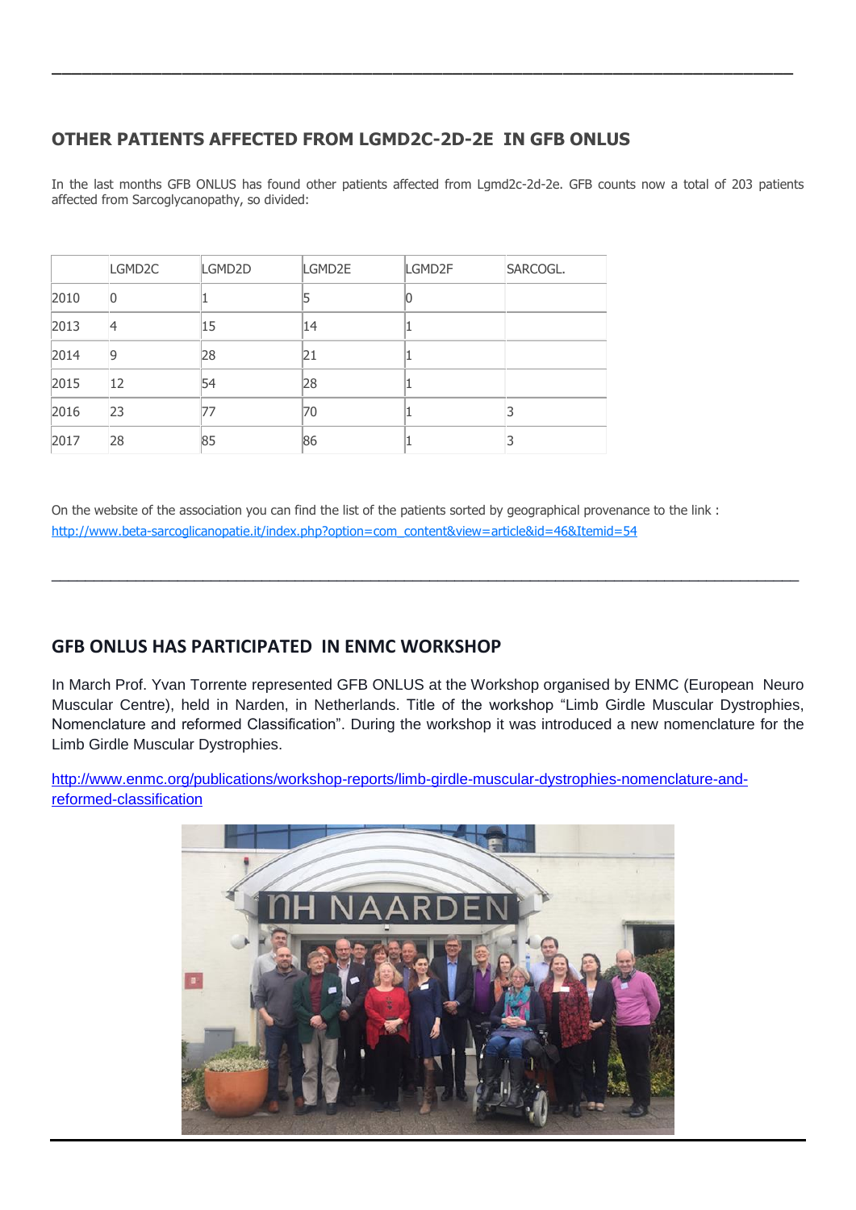## OTHER PATIENTS AFFECTED FROM LGMD2C-2D-2E IN GFB ONLUS

In the last months GFB ONLUS has found other patients affected from Lgmd2c-2d-2e. GFB counts now a total of 203 patients affected from Sarcoglycanopathy, so divided:

| | LGMD2C | LGMD2D | LGMD2E | LGMD2F | SARCOGL. |
|---|---|---|---|---|---|
| 2010 | 0 | 1 | 5 | 0 | |
| 2013 | 4 | 15 | 14 | 1 | |
| 2014 | 9 | 28 | 21 | 1 | |
| 2015 | 12 | 54 | 28 | 1 | |
| 2016 | 23 | 77 | 70 | 1 | 3 |
| 2017 | 28 | 85 | 86 | 1 | 3 |

On the website of the association you can find the list of the patients sorted by geographical provenance to the link : http://www.beta-sarcoglicanopatie.it/index.php?option=com_content&view=article&id=46&Itemid=54

---

## GFB ONLUS HAS PARTICIPATED IN ENMC WORKSHOP

In March Prof. Yvan Torrente represented GFB ONLUS at the Workshop organised by ENMC (European Neuro Muscular Centre), held in Narden, in Netherlands. Title of the workshop "Limb Girdle Muscular Dystrophies, Nomenclature and reformed Classification". During the workshop it was introduced a new nomenclature for the Limb Girdle Muscular Dystrophies.

http://www.enmc.org/publications/workshop-reports/limb-girdle-muscular-dystrophies-nomenclature-and-reformed-classification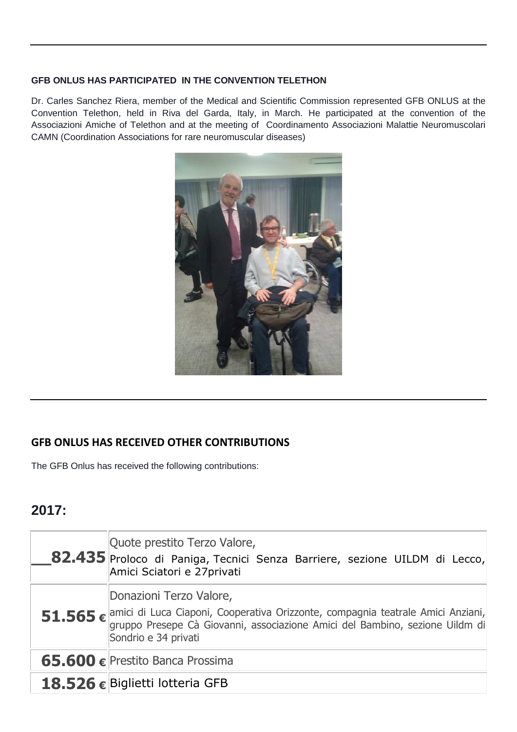#### GFB ONLUS HAS PARTICIPATED IN THE CONVENTION TELETHON

Dr. Carles Sanchez Riera, member of the Medical and Scientific Commission represented GFB ONLUS at the Convention Telethon, held in Riva del Garda, Italy, in March. He participated at the convention of the Associazioni Amiche of Telethon and at the meeting of Coordinamento Associazioni Malattie Neuromuscolari CAMN (Coordination Associations for rare neuromuscular diseases)

---

#### GFB ONLUS HAS RECEIVED OTHER CONTRIBUTIONS

The GFB Onlus has received the following contributions:

## 2017:

| | |
|---|---|
| **__82.435** | Quote prestito Terzo Valore, Proloco di Paniga, Tecnici Senza Barriere, sezione UILDM di Lecco, Amici Sciatori e 27privati |
| **51.565 €** | Donazioni Terzo Valore, amici di Luca Ciaponi, Cooperativa Orizzonte, compagnia teatrale Amici Anziani, gruppo Presepe Cà Giovanni, associazione Amici del Bambino, sezione Uildm di Sondrio e 34 privati |
| **65.600 €** | Prestito Banca Prossima |
| **18.526 €** | Biglietti lotteria GFB |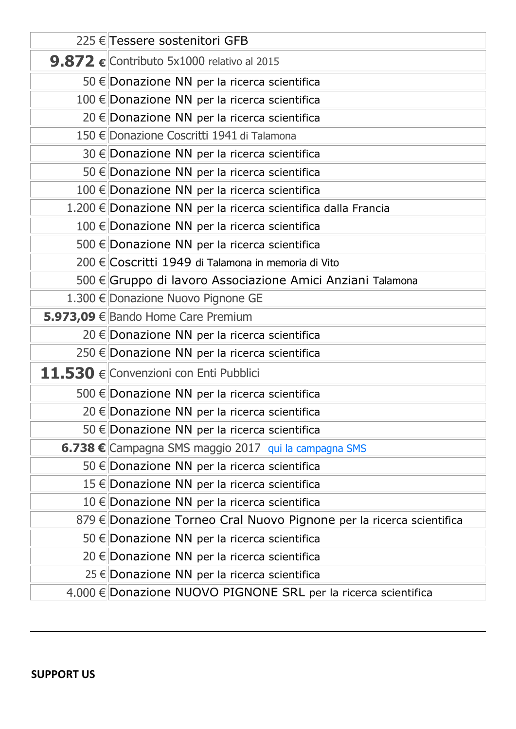| | |
|---|---|
| 225 € | Tessere sostenitori GFB |
| **9.872 €** | Contributo 5x1000 relativo al 2015 |
| 50 € | Donazione NN per la ricerca scientifica |
| 100 € | Donazione NN per la ricerca scientifica |
| 20 € | Donazione NN per la ricerca scientifica |
| 150 € | Donazione Coscritti 1941 di Talamona |
| 30 € | Donazione NN per la ricerca scientifica |
| 50 € | Donazione NN per la ricerca scientifica |
| 100 € | Donazione NN per la ricerca scientifica |
| 1.200 € | Donazione NN per la ricerca scientifica dalla Francia |
| 100 € | Donazione NN per la ricerca scientifica |
| 500 € | Donazione NN per la ricerca scientifica |
| 200 € | Coscritti 1949 di Talamona in memoria di Vito |
| 500 € | Gruppo di lavoro Associazione Amici Anziani Talamona |
| 1.300 € | Donazione Nuovo Pignone GE |
| **5.973,09** € | Bando Home Care Premium |
| 20 € | Donazione NN per la ricerca scientifica |
| 250 € | Donazione NN per la ricerca scientifica |
| **11.530** € | Convenzioni con Enti Pubblici |
| 500 € | Donazione NN per la ricerca scientifica |
| 20 € | Donazione NN per la ricerca scientifica |
| 50 € | Donazione NN per la ricerca scientifica |
| **6.738 €** | Campagna SMS maggio 2017 qui la campagna SMS |
| 50 € | Donazione NN per la ricerca scientifica |
| 15 € | Donazione NN per la ricerca scientifica |
| 10 € | Donazione NN per la ricerca scientifica |
| 879 € | Donazione Torneo Cral Nuovo Pignone per la ricerca scientifica |
| 50 € | Donazione NN per la ricerca scientifica |
| 20 € | Donazione NN per la ricerca scientifica |
| 25 € | Donazione NN per la ricerca scientifica |
| 4.000 € | Donazione NUOVO PIGNONE SRL per la ricerca scientifica |

---

**SUPPORT US**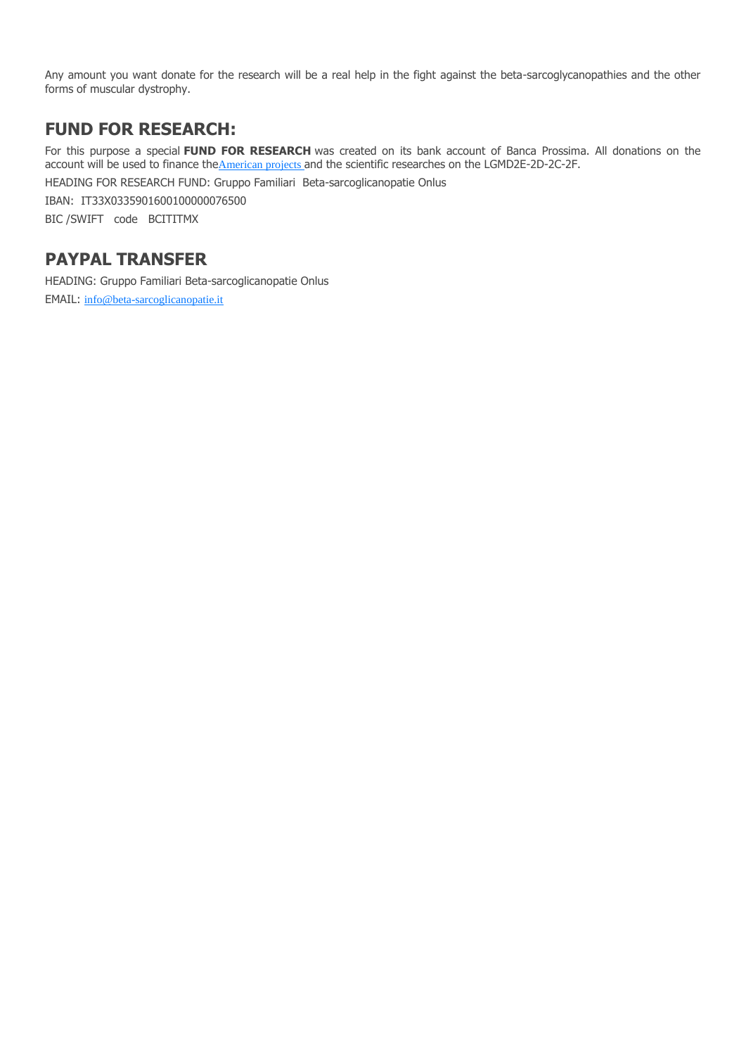Any amount you want donate for the research will be a real help in the fight against the beta-sarcoglycanopathies and the other forms of muscular dystrophy.

## FUND FOR RESEARCH:

For this purpose a special **FUND FOR RESEARCH** was created on its bank account of Banca Prossima. All donations on the account will be used to finance theAmerican projects and the scientific researches on the LGMD2E-2D-2C-2F.

HEADING FOR RESEARCH FUND: Gruppo Familiari Beta-sarcoglicanopatie Onlus

IBAN: IT33X0335901600100000076500

BIC /SWIFT code BCITITMX

## PAYPAL TRANSFER

HEADING: Gruppo Familiari Beta-sarcoglicanopatie Onlus

EMAIL: info@beta-sarcoglicanopatie.it